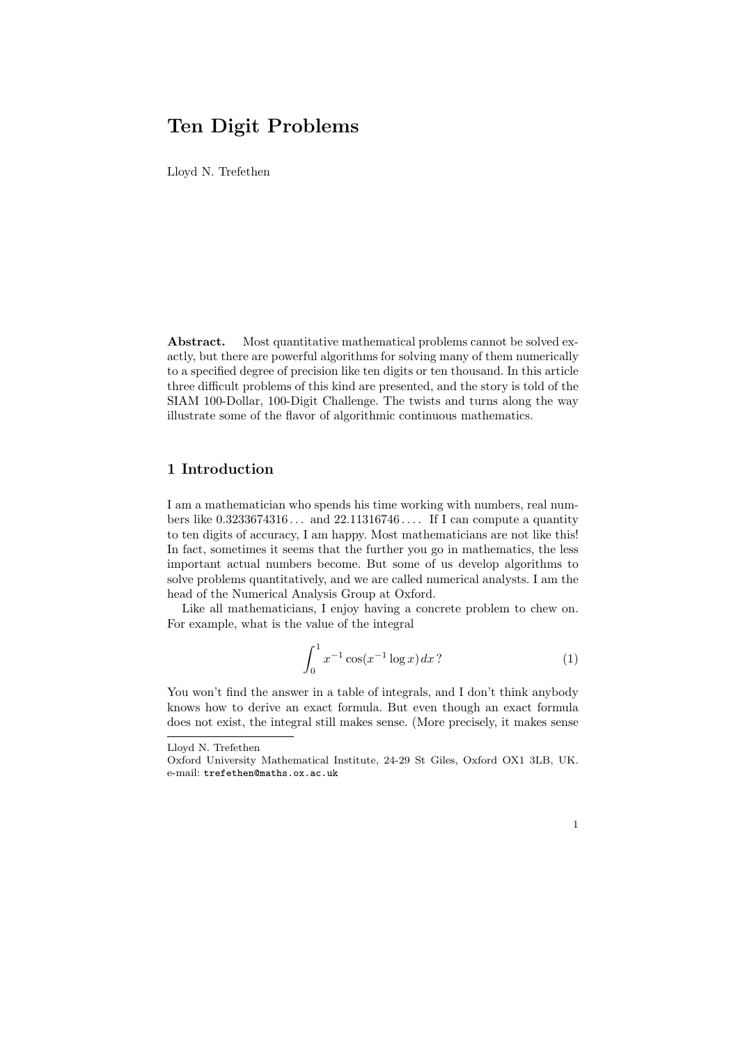# Ten Digit Problems

Lloyd N. Trefethen

**Abstract.** Most quantitative mathematical problems cannot be solved exactly, but there are powerful algorithms for solving many of them numerically to a specified degree of precision like ten digits or ten thousand. In this article three difficult problems of this kind are presented, and the story is told of the SIAM 100-Dollar, 100-Digit Challenge. The twists and turns along the way illustrate some of the flavor of algorithmic continuous mathematics.

## 1 Introduction

I am a mathematician who spends his time working with numbers, real numbers like $0.3233674316\ldots$ and $22.11316746\ldots$. If I can compute a quantity to ten digits of accuracy, I am happy. Most mathematicians are not like this! In fact, sometimes it seems that the further you go in mathematics, the less important actual numbers become. But some of us develop algorithms to solve problems quantitatively, and we are called numerical analysts. I am the head of the Numerical Analysis Group at Oxford.

Like all mathematicians, I enjoy having a concrete problem to chew on. For example, what is the value of the integral

$$\int_0^1 x^{-1} \cos(x^{-1} \log x)\, dx\,? \tag{1}$$

You won't find the answer in a table of integrals, and I don't think anybody knows how to derive an exact formula. But even though an exact formula does not exist, the integral still makes sense. (More precisely, it makes sense

---

Lloyd N. Trefethen

Oxford University Mathematical Institute, 24-29 St Giles, Oxford OX1 3LB, UK. e-mail: trefethen@maths.ox.ac.uk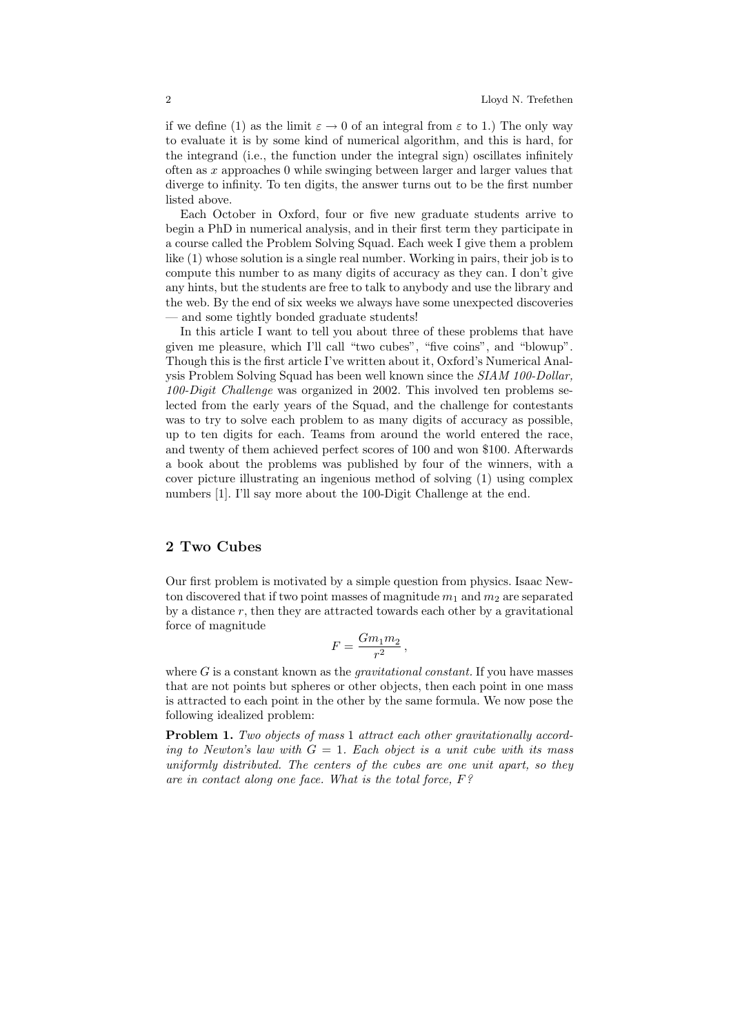if we define (1) as the limit $\varepsilon \to 0$ of an integral from $\varepsilon$ to 1.) The only way to evaluate it is by some kind of numerical algorithm, and this is hard, for the integrand (i.e., the function under the integral sign) oscillates infinitely often as $x$ approaches 0 while swinging between larger and larger values that diverge to infinity. To ten digits, the answer turns out to be the first number listed above.

Each October in Oxford, four or five new graduate students arrive to begin a PhD in numerical analysis, and in their first term they participate in a course called the Problem Solving Squad. Each week I give them a problem like (1) whose solution is a single real number. Working in pairs, their job is to compute this number to as many digits of accuracy as they can. I don't give any hints, but the students are free to talk to anybody and use the library and the web. By the end of six weeks we always have some unexpected discoveries — and some tightly bonded graduate students!

In this article I want to tell you about three of these problems that have given me pleasure, which I'll call "two cubes", "five coins", and "blowup". Though this is the first article I've written about it, Oxford's Numerical Analysis Problem Solving Squad has been well known since the *SIAM 100-Dollar, 100-Digit Challenge* was organized in 2002. This involved ten problems selected from the early years of the Squad, and the challenge for contestants was to try to solve each problem to as many digits of accuracy as possible, up to ten digits for each. Teams from around the world entered the race, and twenty of them achieved perfect scores of 100 and won \$100. Afterwards a book about the problems was published by four of the winners, with a cover picture illustrating an ingenious method of solving (1) using complex numbers [1]. I'll say more about the 100-Digit Challenge at the end.

## 2 Two Cubes

Our first problem is motivated by a simple question from physics. Isaac Newton discovered that if two point masses of magnitude $m_1$ and $m_2$ are separated by a distance $r$, then they are attracted towards each other by a gravitational force of magnitude

$$F = \frac{Gm_1 m_2}{r^2}\,,$$

where $G$ is a constant known as the *gravitational constant*. If you have masses that are not points but spheres or other objects, then each point in one mass is attracted to each point in the other by the same formula. We now pose the following idealized problem:

**Problem 1.** *Two objects of mass* 1 *attract each other gravitationally according to Newton's law with* $G = 1$*. Each object is a unit cube with its mass uniformly distributed. The centers of the cubes are one unit apart, so they are in contact along one face. What is the total force,* $F$*?*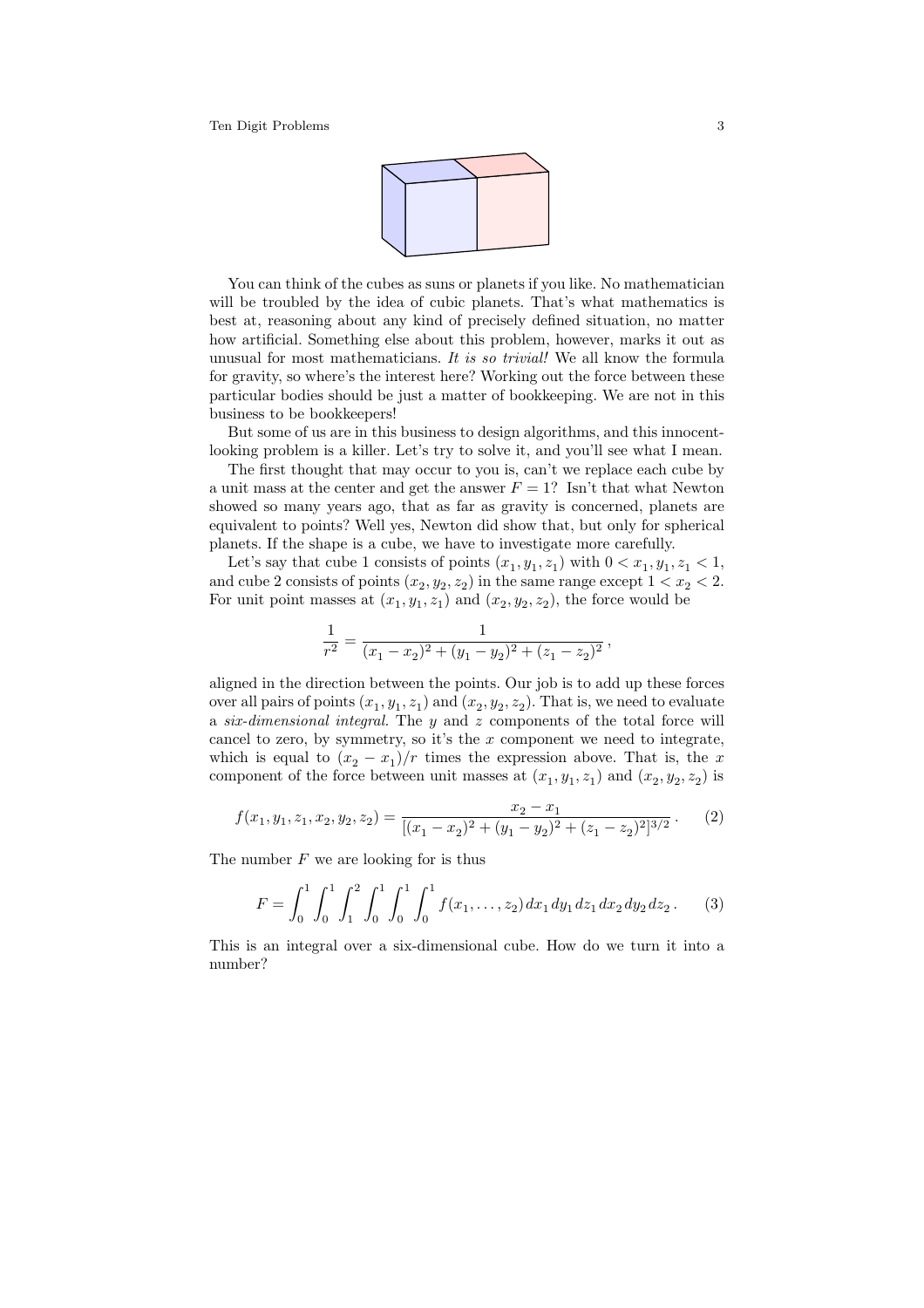You can think of the cubes as suns or planets if you like. No mathematician will be troubled by the idea of cubic planets. That's what mathematics is best at, reasoning about any kind of precisely defined situation, no matter how artificial. Something else about this problem, however, marks it out as unusual for most mathematicians. *It is so trivial!* We all know the formula for gravity, so where's the interest here? Working out the force between these particular bodies should be just a matter of bookkeeping. We are not in this business to be bookkeepers!

But some of us are in this business to design algorithms, and this innocent-looking problem is a killer. Let's try to solve it, and you'll see what I mean.

The first thought that may occur to you is, can't we replace each cube by a unit mass at the center and get the answer $F = 1$? Isn't that what Newton showed so many years ago, that as far as gravity is concerned, planets are equivalent to points? Well yes, Newton did show that, but only for spherical planets. If the shape is a cube, we have to investigate more carefully.

Let's say that cube 1 consists of points $(x_1, y_1, z_1)$ with $0 < x_1, y_1, z_1 < 1$, and cube 2 consists of points $(x_2, y_2, z_2)$ in the same range except $1 < x_2 < 2$. For unit point masses at $(x_1, y_1, z_1)$ and $(x_2, y_2, z_2)$, the force would be

$$\frac{1}{r^2} = \frac{1}{(x_1 - x_2)^2 + (y_1 - y_2)^2 + (z_1 - z_2)^2},$$

aligned in the direction between the points. Our job is to add up these forces over all pairs of points $(x_1, y_1, z_1)$ and $(x_2, y_2, z_2)$. That is, we need to evaluate a *six-dimensional integral.* The $y$ and $z$ components of the total force will cancel to zero, by symmetry, so it's the $x$ component we need to integrate, which is equal to $(x_2 - x_1)/r$ times the expression above. That is, the $x$ component of the force between unit masses at $(x_1, y_1, z_1)$ and $(x_2, y_2, z_2)$ is

$$f(x_1, y_1, z_1, x_2, y_2, z_2) = \frac{x_2 - x_1}{[(x_1 - x_2)^2 + (y_1 - y_2)^2 + (z_1 - z_2)^2]^{3/2}}. \qquad (2)$$

The number $F$ we are looking for is thus

$$F = \int_0^1 \int_0^1 \int_1^2 \int_0^1 \int_0^1 \int_0^1 f(x_1, \ldots, z_2)\, dx_1\, dy_1\, dz_1\, dx_2\, dy_2\, dz_2\,. \qquad (3)$$

This is an integral over a six-dimensional cube. How do we turn it into a number?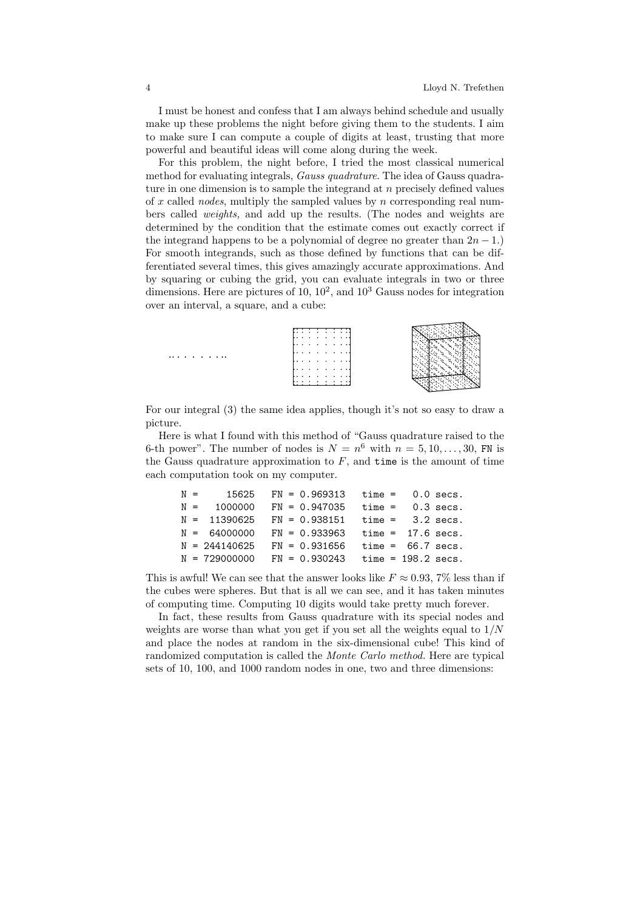I must be honest and confess that I am always behind schedule and usually make up these problems the night before giving them to the students. I aim to make sure I can compute a couple of digits at least, trusting that more powerful and beautiful ideas will come along during the week.

For this problem, the night before, I tried the most classical numerical method for evaluating integrals, *Gauss quadrature*. The idea of Gauss quadrature in one dimension is to sample the integrand at $n$ precisely defined values of $x$ called *nodes*, multiply the sampled values by $n$ corresponding real numbers called *weights*, and add up the results. (The nodes and weights are determined by the condition that the estimate comes out exactly correct if the integrand happens to be a polynomial of degree no greater than $2n-1$.) For smooth integrands, such as those defined by functions that can be differentiated several times, this gives amazingly accurate approximations. And by squaring or cubing the grid, you can evaluate integrals in two or three dimensions. Here are pictures of 10, $10^2$, and $10^3$ Gauss nodes for integration over an interval, a square, and a cube:

For our integral (3) the same idea applies, though it's not so easy to draw a picture.

Here is what I found with this method of "Gauss quadrature raised to the 6-th power". The number of nodes is $N = n^6$ with $n = 5, 10, \ldots, 30$, `FN` is the Gauss quadrature approximation to $F$, and `time` is the amount of time each computation took on my computer.

```
N =     15625   FN = 0.969313   time =   0.0 secs.
N =   1000000   FN = 0.947035   time =   0.3 secs.
N =  11390625   FN = 0.938151   time =   3.2 secs.
N =  64000000   FN = 0.933963   time =  17.6 secs.
N = 244140625   FN = 0.931656   time =  66.7 secs.
N = 729000000   FN = 0.930243   time = 198.2 secs.
```

This is awful! We can see that the answer looks like $F \approx 0.93$, 7% less than if the cubes were spheres. But that is all we can see, and it has taken minutes of computing time. Computing 10 digits would take pretty much forever.

In fact, these results from Gauss quadrature with its special nodes and weights are worse than what you get if you set all the weights equal to $1/N$ and place the nodes at random in the six-dimensional cube! This kind of randomized computation is called the *Monte Carlo method*. Here are typical sets of 10, 100, and 1000 random nodes in one, two and three dimensions: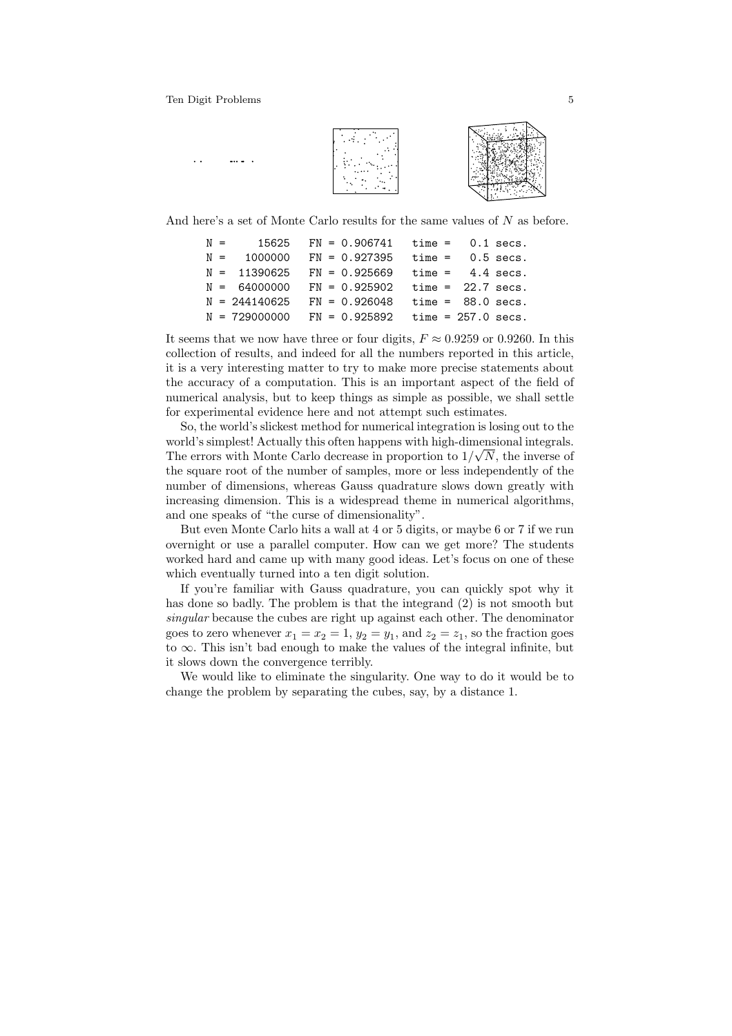And here's a set of Monte Carlo results for the same values of $N$ as before.

```
N =      15625   FN = 0.906741   time =   0.1 secs.
N =    1000000   FN = 0.927395   time =   0.5 secs.
N =   11390625   FN = 0.925669   time =   4.4 secs.
N =   64000000   FN = 0.925902   time =  22.7 secs.
N = 244140625   FN = 0.926048   time =  88.0 secs.
N = 729000000   FN = 0.925892   time = 257.0 secs.
```

It seems that we now have three or four digits, $F \approx 0.9259$ or $0.9260$. In this collection of results, and indeed for all the numbers reported in this article, it is a very interesting matter to try to make more precise statements about the accuracy of a computation. This is an important aspect of the field of numerical analysis, but to keep things as simple as possible, we shall settle for experimental evidence here and not attempt such estimates.

So, the world's slickest method for numerical integration is losing out to the world's simplest! Actually this often happens with high-dimensional integrals. The errors with Monte Carlo decrease in proportion to $1/\sqrt{N}$, the inverse of the square root of the number of samples, more or less independently of the number of dimensions, whereas Gauss quadrature slows down greatly with increasing dimension. This is a widespread theme in numerical algorithms, and one speaks of "the curse of dimensionality".

But even Monte Carlo hits a wall at 4 or 5 digits, or maybe 6 or 7 if we run overnight or use a parallel computer. How can we get more? The students worked hard and came up with many good ideas. Let's focus on one of these which eventually turned into a ten digit solution.

If you're familiar with Gauss quadrature, you can quickly spot why it has done so badly. The problem is that the integrand (2) is not smooth but *singular* because the cubes are right up against each other. The denominator goes to zero whenever $x_1 = x_2 = 1$, $y_2 = y_1$, and $z_2 = z_1$, so the fraction goes to $\infty$. This isn't bad enough to make the values of the integral infinite, but it slows down the convergence terribly.

We would like to eliminate the singularity. One way to do it would be to change the problem by separating the cubes, say, by a distance 1.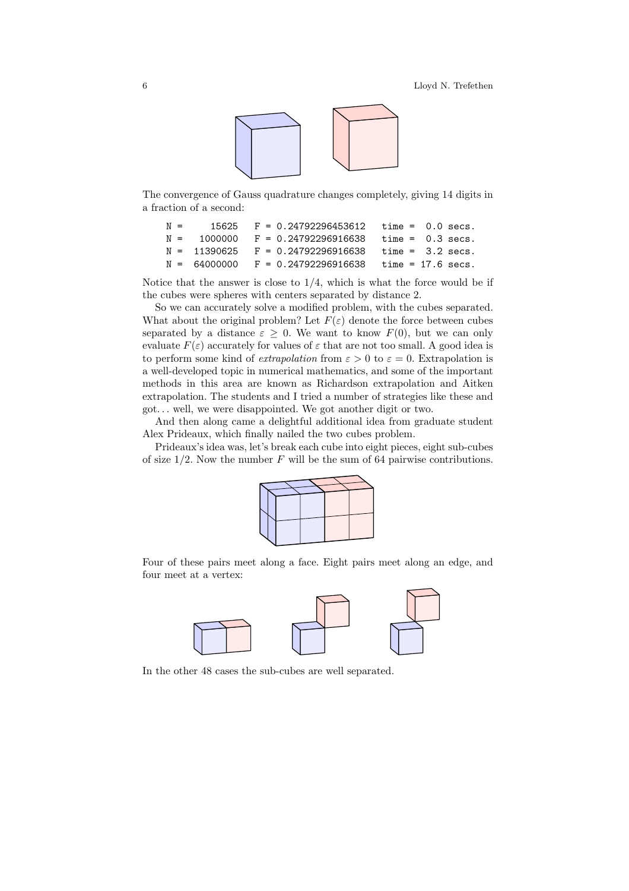The convergence of Gauss quadrature changes completely, giving 14 digits in a fraction of a second:

```
N =     15625   F = 0.24792296453612   time =  0.0 secs.
N =   1000000   F = 0.24792296916638   time =  0.3 secs.
N =  11390625   F = 0.24792296916638   time =  3.2 secs.
N =  64000000   F = 0.24792296916638   time = 17.6 secs.
```

Notice that the answer is close to $1/4$, which is what the force would be if the cubes were spheres with centers separated by distance 2.

So we can accurately solve a modified problem, with the cubes separated. What about the original problem? Let $F(\varepsilon)$ denote the force between cubes separated by a distance $\varepsilon \geq 0$. We want to know $F(0)$, but we can only evaluate $F(\varepsilon)$ accurately for values of $\varepsilon$ that are not too small. A good idea is to perform some kind of *extrapolation* from $\varepsilon > 0$ to $\varepsilon = 0$. Extrapolation is a well-developed topic in numerical mathematics, and some of the important methods in this area are known as Richardson extrapolation and Aitken extrapolation. The students and I tried a number of strategies like these and got… well, we were disappointed. We got another digit or two.

And then along came a delightful additional idea from graduate student Alex Prideaux, which finally nailed the two cubes problem.

Prideaux's idea was, let's break each cube into eight pieces, eight sub-cubes of size $1/2$. Now the number $F$ will be the sum of 64 pairwise contributions.

Four of these pairs meet along a face. Eight pairs meet along an edge, and four meet at a vertex:

In the other 48 cases the sub-cubes are well separated.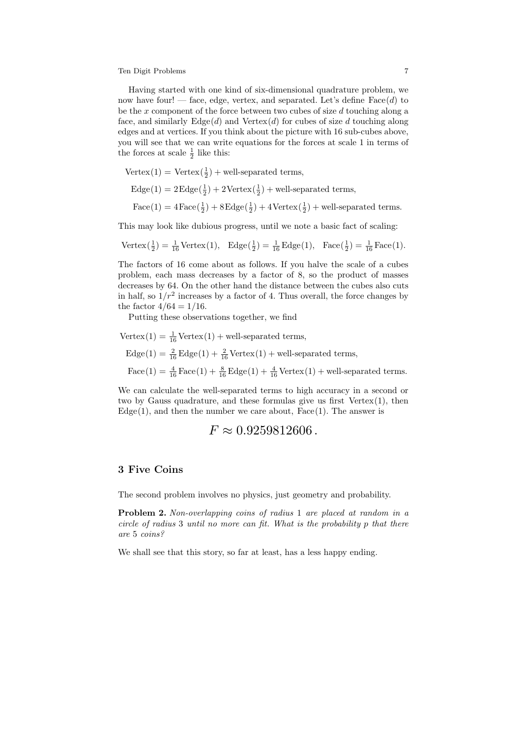Having started with one kind of six-dimensional quadrature problem, we now have four! — face, edge, vertex, and separated. Let's define $\text{Face}(d)$ to be the $x$ component of the force between two cubes of size $d$ touching along a face, and similarly $\text{Edge}(d)$ and $\text{Vertex}(d)$ for cubes of size $d$ touching along edges and at vertices. If you think about the picture with 16 sub-cubes above, you will see that we can write equations for the forces at scale 1 in terms of the forces at scale $\frac{1}{2}$ like this:

$$\text{Vertex}(1) = \text{Vertex}(\tfrac{1}{2}) + \text{well-separated terms},$$

$$\text{Edge}(1) = 2\,\text{Edge}(\tfrac{1}{2}) + 2\,\text{Vertex}(\tfrac{1}{2}) + \text{well-separated terms},$$

$$\text{Face}(1) = 4\,\text{Face}(\tfrac{1}{2}) + 8\,\text{Edge}(\tfrac{1}{2}) + 4\,\text{Vertex}(\tfrac{1}{2}) + \text{well-separated terms}.$$

This may look like dubious progress, until we note a basic fact of scaling:

$$\text{Vertex}(\tfrac{1}{2}) = \tfrac{1}{16}\,\text{Vertex}(1), \quad \text{Edge}(\tfrac{1}{2}) = \tfrac{1}{16}\,\text{Edge}(1), \quad \text{Face}(\tfrac{1}{2}) = \tfrac{1}{16}\,\text{Face}(1).$$

The factors of 16 come about as follows. If you halve the scale of a cubes problem, each mass decreases by a factor of 8, so the product of masses decreases by 64. On the other hand the distance between the cubes also cuts in half, so $1/r^2$ increases by a factor of 4. Thus overall, the force changes by the factor $4/64 = 1/16$.

Putting these observations together, we find

$$\text{Vertex}(1) = \tfrac{1}{16}\,\text{Vertex}(1) + \text{well-separated terms},$$

$$\text{Edge}(1) = \tfrac{2}{16}\,\text{Edge}(1) + \tfrac{2}{16}\,\text{Vertex}(1) + \text{well-separated terms},$$

$$\text{Face}(1) = \tfrac{4}{16}\,\text{Face}(1) + \tfrac{8}{16}\,\text{Edge}(1) + \tfrac{4}{16}\,\text{Vertex}(1) + \text{well-separated terms}.$$

We can calculate the well-separated terms to high accuracy in a second or two by Gauss quadrature, and these formulas give us first $\text{Vertex}(1)$, then $\text{Edge}(1)$, and then the number we care about, $\text{Face}(1)$. The answer is

$$F \approx 0.9259812606\,.$$

## 3 Five Coins

The second problem involves no physics, just geometry and probability.

**Problem 2.** *Non-overlapping coins of radius* 1 *are placed at random in a circle of radius* 3 *until no more can fit. What is the probability* $p$ *that there are* 5 *coins?*

We shall see that this story, so far at least, has a less happy ending.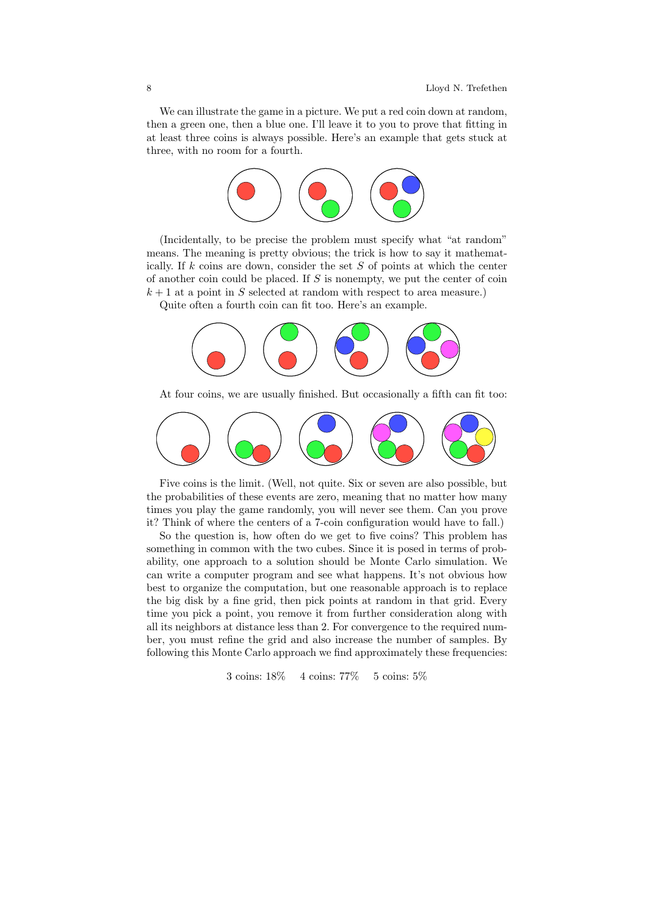We can illustrate the game in a picture. We put a red coin down at random, then a green one, then a blue one. I'll leave it to you to prove that fitting in at least three coins is always possible. Here's an example that gets stuck at three, with no room for a fourth.

(Incidentally, to be precise the problem must specify what "at random" means. The meaning is pretty obvious; the trick is how to say it mathematically. If $k$ coins are down, consider the set $S$ of points at which the center of another coin could be placed. If $S$ is nonempty, we put the center of coin $k+1$ at a point in $S$ selected at random with respect to area measure.)

Quite often a fourth coin can fit too. Here's an example.

At four coins, we are usually finished. But occasionally a fifth can fit too:

Five coins is the limit. (Well, not quite. Six or seven are also possible, but the probabilities of these events are zero, meaning that no matter how many times you play the game randomly, you will never see them. Can you prove it? Think of where the centers of a 7-coin configuration would have to fall.)

So the question is, how often do we get to five coins? This problem has something in common with the two cubes. Since it is posed in terms of probability, one approach to a solution should be Monte Carlo simulation. We can write a computer program and see what happens. It's not obvious how best to organize the computation, but one reasonable approach is to replace the big disk by a fine grid, then pick points at random in that grid. Every time you pick a point, you remove it from further consideration along with all its neighbors at distance less than 2. For convergence to the required number, you must refine the grid and also increase the number of samples. By following this Monte Carlo approach we find approximately these frequencies:

3 coins: 18% 4 coins: 77% 5 coins: 5%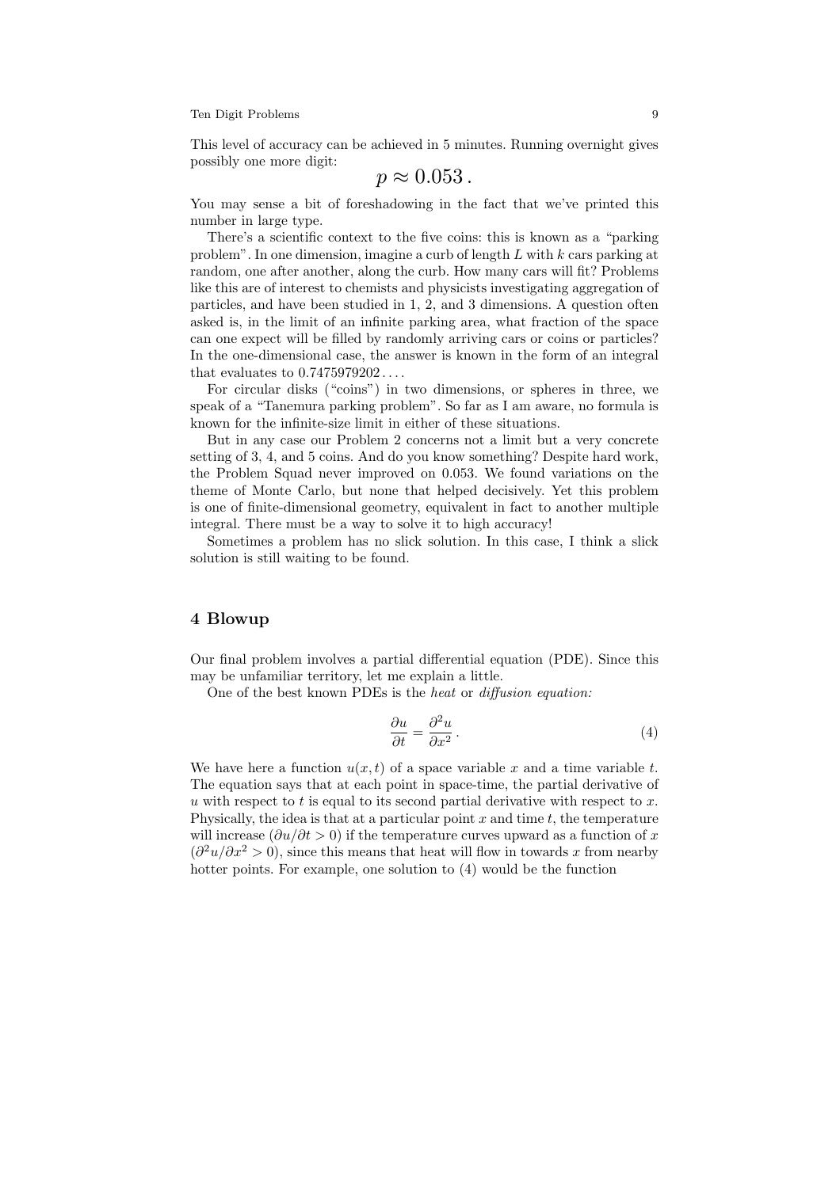This level of accuracy can be achieved in 5 minutes. Running overnight gives possibly one more digit:

$$p \approx 0.053\,.$$

You may sense a bit of foreshadowing in the fact that we've printed this number in large type.

There's a scientific context to the five coins: this is known as a "parking problem". In one dimension, imagine a curb of length $L$ with $k$ cars parking at random, one after another, along the curb. How many cars will fit? Problems like this are of interest to chemists and physicists investigating aggregation of particles, and have been studied in 1, 2, and 3 dimensions. A question often asked is, in the limit of an infinite parking area, what fraction of the space can one expect will be filled by randomly arriving cars or coins or particles? In the one-dimensional case, the answer is known in the form of an integral that evaluates to $0.7475979202\ldots$.

For circular disks ("coins") in two dimensions, or spheres in three, we speak of a "Tanemura parking problem". So far as I am aware, no formula is known for the infinite-size limit in either of these situations.

But in any case our Problem 2 concerns not a limit but a very concrete setting of 3, 4, and 5 coins. And do you know something? Despite hard work, the Problem Squad never improved on 0.053. We found variations on the theme of Monte Carlo, but none that helped decisively. Yet this problem is one of finite-dimensional geometry, equivalent in fact to another multiple integral. There must be a way to solve it to high accuracy!

Sometimes a problem has no slick solution. In this case, I think a slick solution is still waiting to be found.

## 4 Blowup

Our final problem involves a partial differential equation (PDE). Since this may be unfamiliar territory, let me explain a little.

One of the best known PDEs is the *heat* or *diffusion equation:*

$$\frac{\partial u}{\partial t} = \frac{\partial^2 u}{\partial x^2}\,. \tag{4}$$

We have here a function $u(x,t)$ of a space variable $x$ and a time variable $t$. The equation says that at each point in space-time, the partial derivative of $u$ with respect to $t$ is equal to its second partial derivative with respect to $x$. Physically, the idea is that at a particular point $x$ and time $t$, the temperature will increase ($\partial u/\partial t > 0$) if the temperature curves upward as a function of $x$ ($\partial^2 u/\partial x^2 > 0$), since this means that heat will flow in towards $x$ from nearby hotter points. For example, one solution to (4) would be the function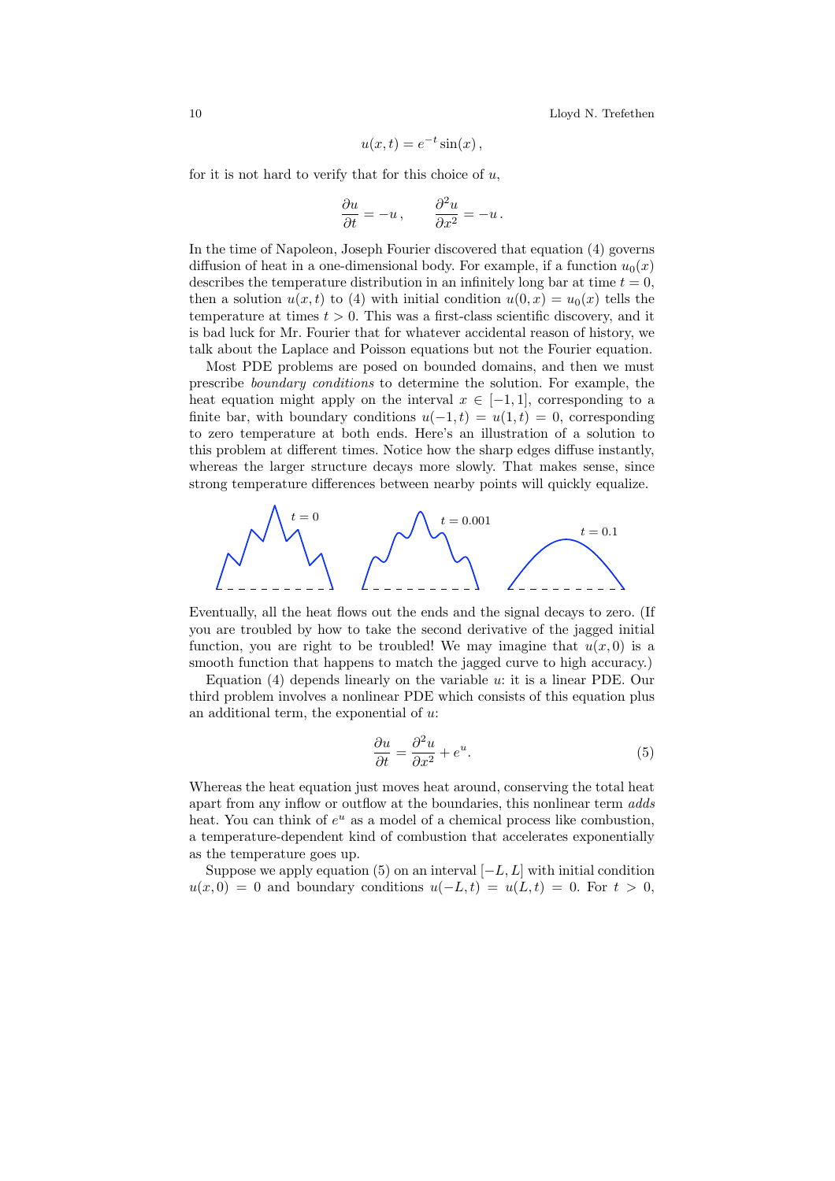$$u(x,t) = e^{-t}\sin(x)\,,$$

for it is not hard to verify that for this choice of $u$,

$$\frac{\partial u}{\partial t} = -u\,, \qquad \frac{\partial^2 u}{\partial x^2} = -u\,.$$

In the time of Napoleon, Joseph Fourier discovered that equation (4) governs diffusion of heat in a one-dimensional body. For example, if a function $u_0(x)$ describes the temperature distribution in an infinitely long bar at time $t = 0$, then a solution $u(x,t)$ to (4) with initial condition $u(0,x) = u_0(x)$ tells the temperature at times $t > 0$. This was a first-class scientific discovery, and it is bad luck for Mr. Fourier that for whatever accidental reason of history, we talk about the Laplace and Poisson equations but not the Fourier equation.

Most PDE problems are posed on bounded domains, and then we must prescribe *boundary conditions* to determine the solution. For example, the heat equation might apply on the interval $x \in [-1,1]$, corresponding to a finite bar, with boundary conditions $u(-1,t) = u(1,t) = 0$, corresponding to zero temperature at both ends. Here's an illustration of a solution to this problem at different times. Notice how the sharp edges diffuse instantly, whereas the larger structure decays more slowly. That makes sense, since strong temperature differences between nearby points will quickly equalize.

$t = 0$ $\quad$ $t = 0.001$ $\quad$ $t = 0.1$

Eventually, all the heat flows out the ends and the signal decays to zero. (If you are troubled by how to take the second derivative of the jagged initial function, you are right to be troubled! We may imagine that $u(x,0)$ is a smooth function that happens to match the jagged curve to high accuracy.)

Equation (4) depends linearly on the variable $u$: it is a linear PDE. Our third problem involves a nonlinear PDE which consists of this equation plus an additional term, the exponential of $u$:

$$\frac{\partial u}{\partial t} = \frac{\partial^2 u}{\partial x^2} + e^u. \tag{5}$$

Whereas the heat equation just moves heat around, conserving the total heat apart from any inflow or outflow at the boundaries, this nonlinear term *adds* heat. You can think of $e^u$ as a model of a chemical process like combustion, a temperature-dependent kind of combustion that accelerates exponentially as the temperature goes up.

Suppose we apply equation (5) on an interval $[-L, L]$ with initial condition $u(x,0) = 0$ and boundary conditions $u(-L,t) = u(L,t) = 0$. For $t > 0$,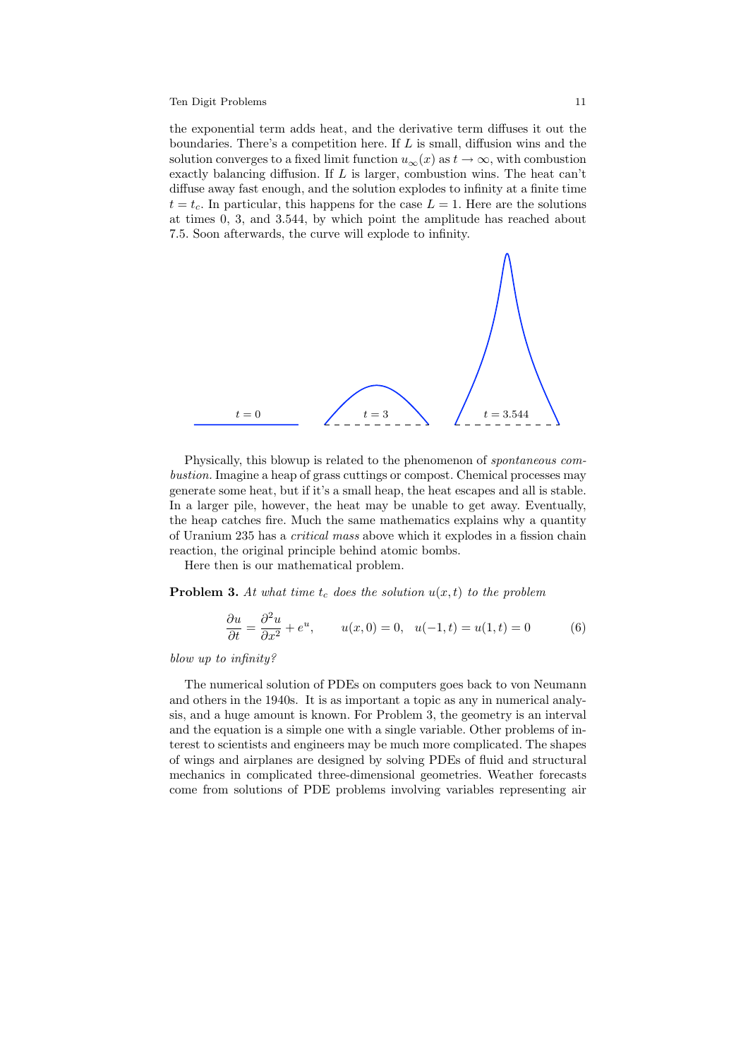the exponential term adds heat, and the derivative term diffuses it out the boundaries. There's a competition here. If $L$ is small, diffusion wins and the solution converges to a fixed limit function $u_\infty(x)$ as $t \to \infty$, with combustion exactly balancing diffusion. If $L$ is larger, combustion wins. The heat can't diffuse away fast enough, and the solution explodes to infinity at a finite time $t = t_c$. In particular, this happens for the case $L = 1$. Here are the solutions at times 0, 3, and 3.544, by which point the amplitude has reached about 7.5. Soon afterwards, the curve will explode to infinity.

$t = 0$ $t = 3$ $t = 3.544$

Physically, this blowup is related to the phenomenon of *spontaneous combustion.* Imagine a heap of grass cuttings or compost. Chemical processes may generate some heat, but if it's a small heap, the heat escapes and all is stable. In a larger pile, however, the heat may be unable to get away. Eventually, the heap catches fire. Much the same mathematics explains why a quantity of Uranium 235 has a *critical mass* above which it explodes in a fission chain reaction, the original principle behind atomic bombs.

Here then is our mathematical problem.

**Problem 3.** *At what time $t_c$ does the solution $u(x,t)$ to the problem*

$$\frac{\partial u}{\partial t} = \frac{\partial^2 u}{\partial x^2} + e^u, \qquad u(x,0) = 0, \quad u(-1,t) = u(1,t) = 0 \tag{6}$$

*blow up to infinity?*

The numerical solution of PDEs on computers goes back to von Neumann and others in the 1940s. It is as important a topic as any in numerical analysis, and a huge amount is known. For Problem 3, the geometry is an interval and the equation is a simple one with a single variable. Other problems of interest to scientists and engineers may be much more complicated. The shapes of wings and airplanes are designed by solving PDEs of fluid and structural mechanics in complicated three-dimensional geometries. Weather forecasts come from solutions of PDE problems involving variables representing air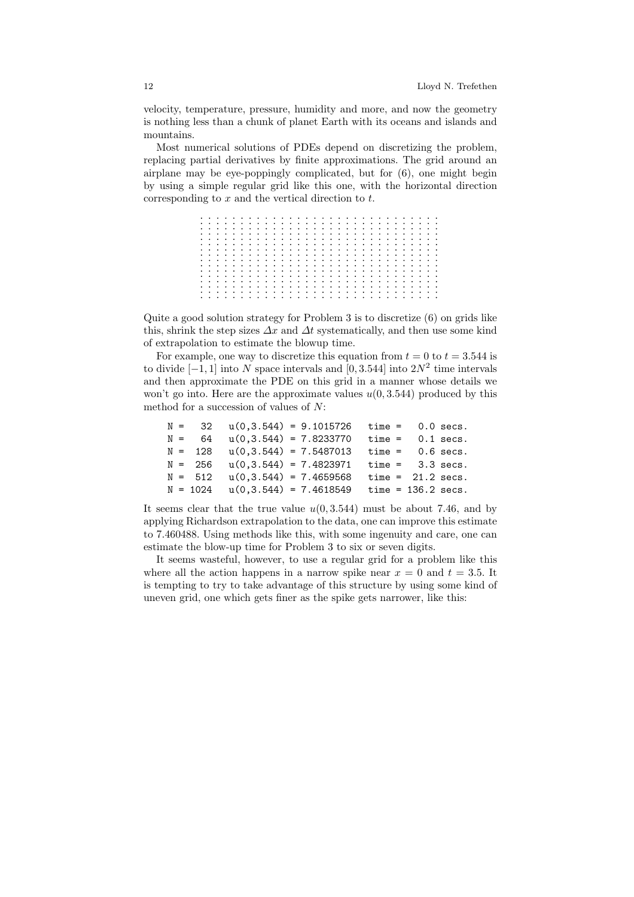velocity, temperature, pressure, humidity and more, and now the geometry is nothing less than a chunk of planet Earth with its oceans and islands and mountains.

Most numerical solutions of PDEs depend on discretizing the problem, replacing partial derivatives by finite approximations. The grid around an airplane may be eye-poppingly complicated, but for (6), one might begin by using a simple regular grid like this one, with the horizontal direction corresponding to $x$ and the vertical direction to $t$.

```
. . . . . . . . . . . . . . . . . . . . . . . . . . . . . . .
. . . . . . . . . . . . . . . . . . . . . . . . . . . . . . .
. . . . . . . . . . . . . . . . . . . . . . . . . . . . . . .
. . . . . . . . . . . . . . . . . . . . . . . . . . . . . . .
. . . . . . . . . . . . . . . . . . . . . . . . . . . . . . .
. . . . . . . . . . . . . . . . . . . . . . . . . . . . . . .
. . . . . . . . . . . . . . . . . . . . . . . . . . . . . . .
. . . . . . . . . . . . . . . . . . . . . . . . . . . . . . .
. . . . . . . . . . . . . . . . . . . . . . . . . . . . . . .
. . . . . . . . . . . . . . . . . . . . . . . . . . . . . . .
```

Quite a good solution strategy for Problem 3 is to discretize (6) on grids like this, shrink the step sizes $\Delta x$ and $\Delta t$ systematically, and then use some kind of extrapolation to estimate the blowup time.

For example, one way to discretize this equation from $t = 0$ to $t = 3.544$ is to divide $[-1, 1]$ into $N$ space intervals and $[0, 3.544]$ into $2N^2$ time intervals and then approximate the PDE on this grid in a manner whose details we won't go into. Here are the approximate values $u(0, 3.544)$ produced by this method for a succession of values of $N$:

```
N =   32   u(0,3.544) = 9.1015726   time =   0.0 secs.
N =   64   u(0,3.544) = 7.8233770   time =   0.1 secs.
N =  128   u(0,3.544) = 7.5487013   time =   0.6 secs.
N =  256   u(0,3.544) = 7.4823971   time =   3.3 secs.
N =  512   u(0,3.544) = 7.4659568   time =  21.2 secs.
N = 1024   u(0,3.544) = 7.4618549   time = 136.2 secs.
```

It seems clear that the true value $u(0, 3.544)$ must be about 7.46, and by applying Richardson extrapolation to the data, one can improve this estimate to 7.460488. Using methods like this, with some ingenuity and care, one can estimate the blow-up time for Problem 3 to six or seven digits.

It seems wasteful, however, to use a regular grid for a problem like this where all the action happens in a narrow spike near $x = 0$ and $t = 3.5$. It is tempting to try to take advantage of this structure by using some kind of uneven grid, one which gets finer as the spike gets narrower, like this: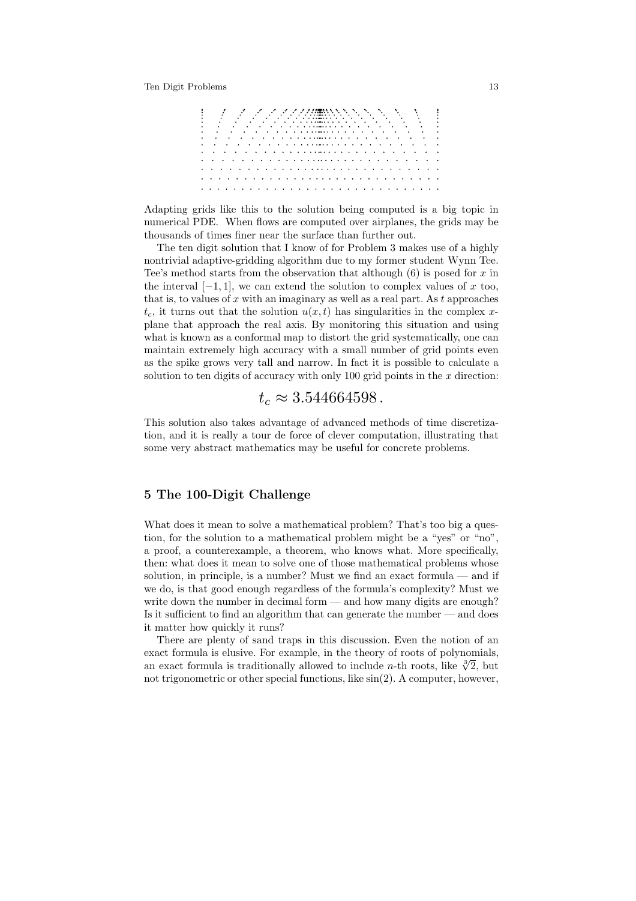Adapting grids like this to the solution being computed is a big topic in numerical PDE. When flows are computed over airplanes, the grids may be thousands of times finer near the surface than further out.

The ten digit solution that I know of for Problem 3 makes use of a highly nontrivial adaptive-gridding algorithm due to my former student Wynn Tee. Tee's method starts from the observation that although (6) is posed for $x$ in the interval $[-1, 1]$, we can extend the solution to complex values of $x$ too, that is, to values of $x$ with an imaginary as well as a real part. As $t$ approaches $t_c$, it turns out that the solution $u(x, t)$ has singularities in the complex $x$-plane that approach the real axis. By monitoring this situation and using what is known as a conformal map to distort the grid systematically, one can maintain extremely high accuracy with a small number of grid points even as the spike grows very tall and narrow. In fact it is possible to calculate a solution to ten digits of accuracy with only 100 grid points in the $x$ direction:

$$t_c \approx 3.544664598\,.$$

This solution also takes advantage of advanced methods of time discretization, and it is really a tour de force of clever computation, illustrating that some very abstract mathematics may be useful for concrete problems.

## 5 The 100-Digit Challenge

What does it mean to solve a mathematical problem? That's too big a question, for the solution to a mathematical problem might be a "yes" or "no", a proof, a counterexample, a theorem, who knows what. More specifically, then: what does it mean to solve one of those mathematical problems whose solution, in principle, is a number? Must we find an exact formula — and if we do, is that good enough regardless of the formula's complexity? Must we write down the number in decimal form — and how many digits are enough? Is it sufficient to find an algorithm that can generate the number — and does it matter how quickly it runs?

There are plenty of sand traps in this discussion. Even the notion of an exact formula is elusive. For example, in the theory of roots of polynomials, an exact formula is traditionally allowed to include $n$-th roots, like $\sqrt[3]{2}$, but not trigonometric or other special functions, like $\sin(2)$. A computer, however,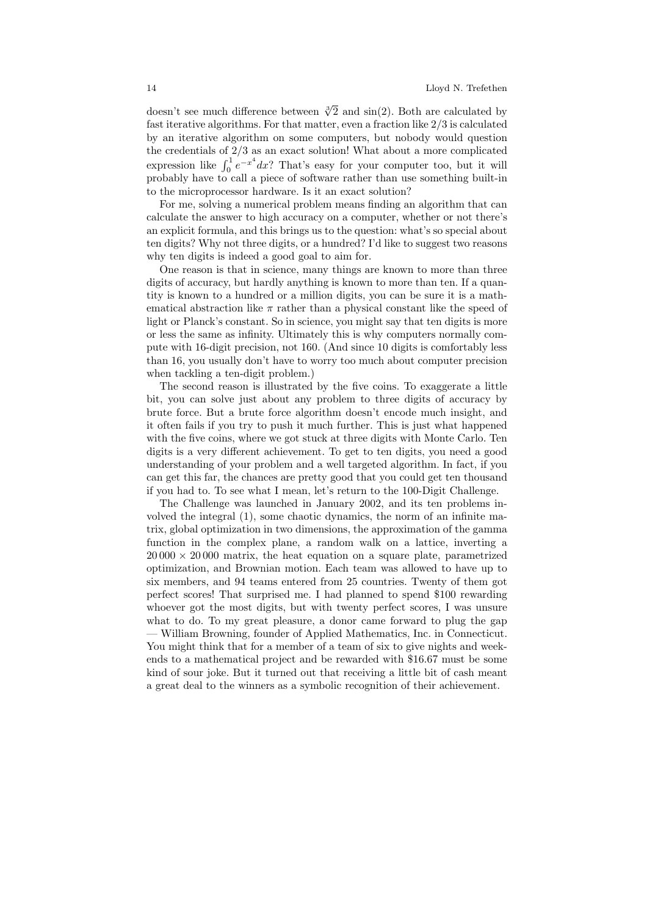doesn't see much difference between $\sqrt[3]{2}$ and $\sin(2)$. Both are calculated by fast iterative algorithms. For that matter, even a fraction like $2/3$ is calculated by an iterative algorithm on some computers, but nobody would question the credentials of $2/3$ as an exact solution! What about a more complicated expression like $\int_0^1 e^{-x^4}dx$? That's easy for your computer too, but it will probably have to call a piece of software rather than use something built-in to the microprocessor hardware. Is it an exact solution?

For me, solving a numerical problem means finding an algorithm that can calculate the answer to high accuracy on a computer, whether or not there's an explicit formula, and this brings us to the question: what's so special about ten digits? Why not three digits, or a hundred? I'd like to suggest two reasons why ten digits is indeed a good goal to aim for.

One reason is that in science, many things are known to more than three digits of accuracy, but hardly anything is known to more than ten. If a quantity is known to a hundred or a million digits, you can be sure it is a mathematical abstraction like $\pi$ rather than a physical constant like the speed of light or Planck's constant. So in science, you might say that ten digits is more or less the same as infinity. Ultimately this is why computers normally compute with 16-digit precision, not 160. (And since 10 digits is comfortably less than 16, you usually don't have to worry too much about computer precision when tackling a ten-digit problem.)

The second reason is illustrated by the five coins. To exaggerate a little bit, you can solve just about any problem to three digits of accuracy by brute force. But a brute force algorithm doesn't encode much insight, and it often fails if you try to push it much further. This is just what happened with the five coins, where we got stuck at three digits with Monte Carlo. Ten digits is a very different achievement. To get to ten digits, you need a good understanding of your problem and a well targeted algorithm. In fact, if you can get this far, the chances are pretty good that you could get ten thousand if you had to. To see what I mean, let's return to the 100-Digit Challenge.

The Challenge was launched in January 2002, and its ten problems involved the integral (1), some chaotic dynamics, the norm of an infinite matrix, global optimization in two dimensions, the approximation of the gamma function in the complex plane, a random walk on a lattice, inverting a $20\,000 \times 20\,000$ matrix, the heat equation on a square plate, parametrized optimization, and Brownian motion. Each team was allowed to have up to six members, and 94 teams entered from 25 countries. Twenty of them got perfect scores! That surprised me. I had planned to spend \$100 rewarding whoever got the most digits, but with twenty perfect scores, I was unsure what to do. To my great pleasure, a donor came forward to plug the gap — William Browning, founder of Applied Mathematics, Inc. in Connecticut. You might think that for a member of a team of six to give nights and weekends to a mathematical project and be rewarded with \$16.67 must be some kind of sour joke. But it turned out that receiving a little bit of cash meant a great deal to the winners as a symbolic recognition of their achievement.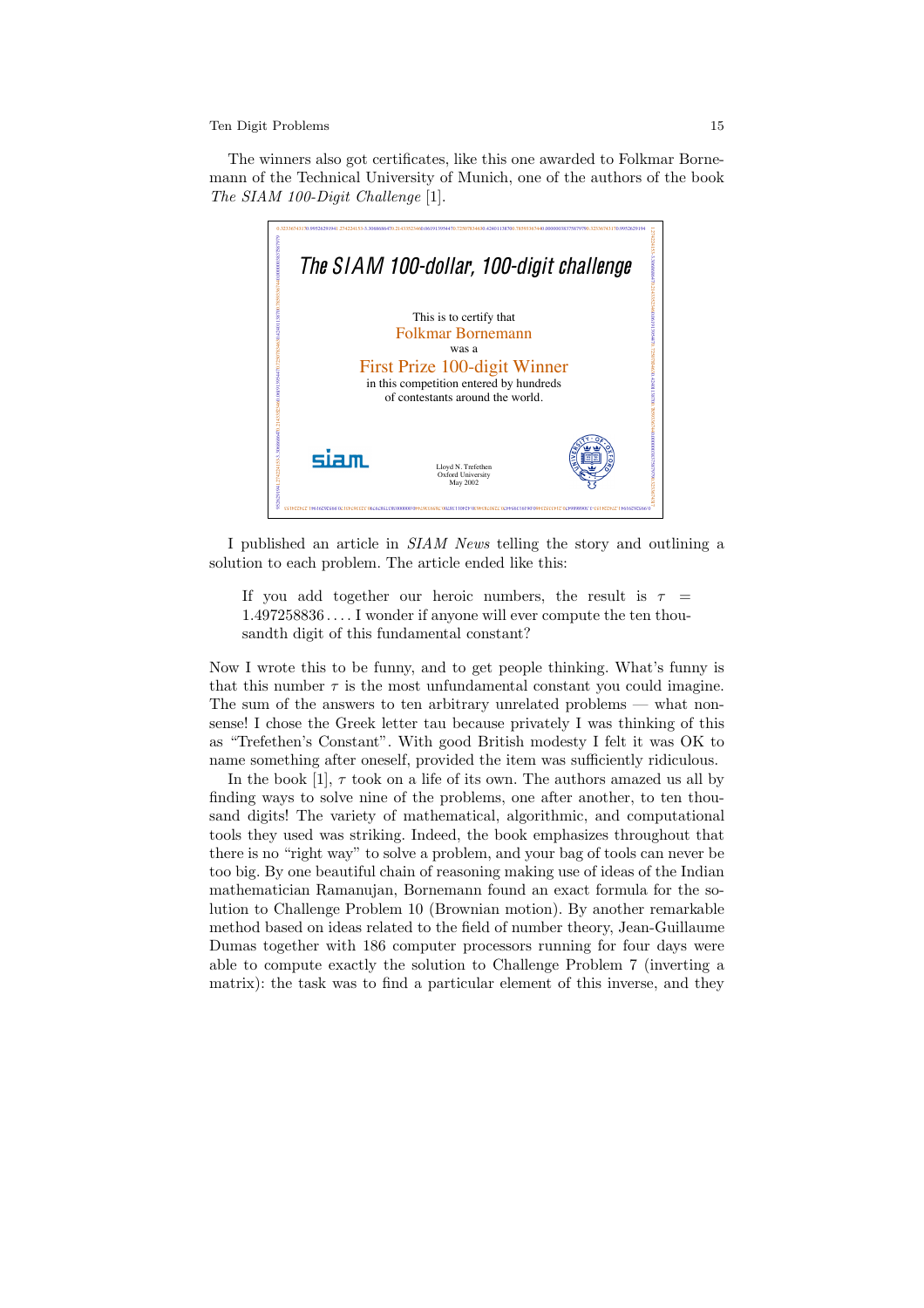The winners also got certificates, like this one awarded to Folkmar Bornemann of the Technical University of Munich, one of the authors of the book *The SIAM 100-Digit Challenge* [1].

*The SIAM 100-dollar, 100-digit challenge*

This is to certify that
Folkmar Bornemann
was a
First Prize 100-digit Winner
in this competition entered by hundreds
of contestants around the world.

siam

Lloyd N. Trefethen
Oxford University
May 2002

I published an article in *SIAM News* telling the story and outlining a solution to each problem. The article ended like this:

> If you add together our heroic numbers, the result is $\tau = 1.497258836\ldots$. I wonder if anyone will ever compute the ten thousandth digit of this fundamental constant?

Now I wrote this to be funny, and to get people thinking. What's funny is that this number $\tau$ is the most unfundamental constant you could imagine. The sum of the answers to ten arbitrary unrelated problems — what nonsense! I chose the Greek letter tau because privately I was thinking of this as "Trefethen's Constant". With good British modesty I felt it was OK to name something after oneself, provided the item was sufficiently ridiculous.

In the book [1], $\tau$ took on a life of its own. The authors amazed us all by finding ways to solve nine of the problems, one after another, to ten thousand digits! The variety of mathematical, algorithmic, and computational tools they used was striking. Indeed, the book emphasizes throughout that there is no "right way" to solve a problem, and your bag of tools can never be too big. By one beautiful chain of reasoning making use of ideas of the Indian mathematician Ramanujan, Bornemann found an exact formula for the solution to Challenge Problem 10 (Brownian motion). By another remarkable method based on ideas related to the field of number theory, Jean-Guillaume Dumas together with 186 computer processors running for four days were able to compute exactly the solution to Challenge Problem 7 (inverting a matrix): the task was to find a particular element of this inverse, and they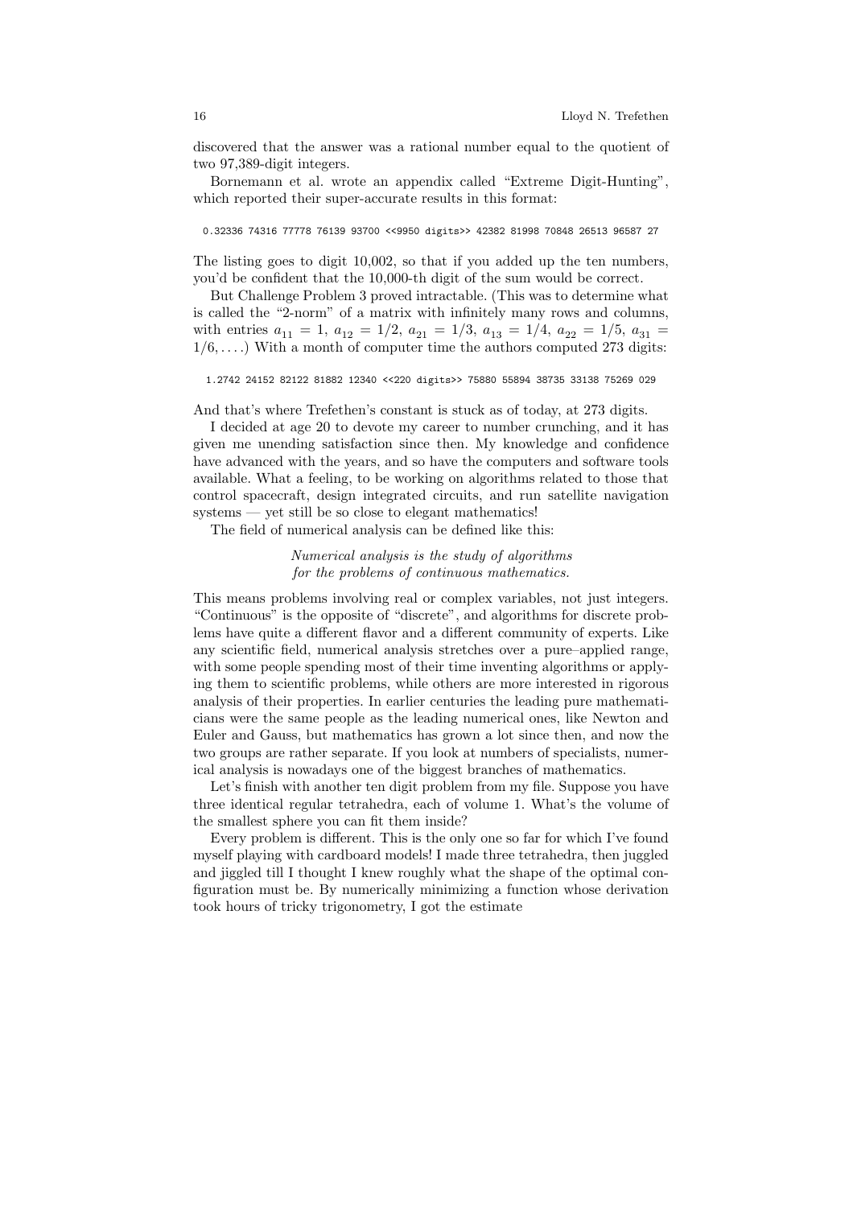discovered that the answer was a rational number equal to the quotient of two 97,389-digit integers.

Bornemann et al. wrote an appendix called "Extreme Digit-Hunting", which reported their super-accurate results in this format:

```
0.32336 74316 77778 76139 93700 <<9950 digits>> 42382 81998 70848 26513 96587 27
```

The listing goes to digit 10,002, so that if you added up the ten numbers, you'd be confident that the 10,000-th digit of the sum would be correct.

But Challenge Problem 3 proved intractable. (This was to determine what is called the "2-norm" of a matrix with infinitely many rows and columns, with entries $a_{11} = 1$, $a_{12} = 1/2$, $a_{21} = 1/3$, $a_{13} = 1/4$, $a_{22} = 1/5$, $a_{31} = 1/6, \ldots$.) With a month of computer time the authors computed 273 digits:

```
1.2742 24152 82122 81882 12340 <<220 digits>> 75880 55894 38735 33138 75269 029
```

And that's where Trefethen's constant is stuck as of today, at 273 digits.

I decided at age 20 to devote my career to number crunching, and it has given me unending satisfaction since then. My knowledge and confidence have advanced with the years, and so have the computers and software tools available. What a feeling, to be working on algorithms related to those that control spacecraft, design integrated circuits, and run satellite navigation systems — yet still be so close to elegant mathematics!

The field of numerical analysis can be defined like this:

*Numerical analysis is the study of algorithms for the problems of continuous mathematics.*

This means problems involving real or complex variables, not just integers. "Continuous" is the opposite of "discrete", and algorithms for discrete problems have quite a different flavor and a different community of experts. Like any scientific field, numerical analysis stretches over a pure–applied range, with some people spending most of their time inventing algorithms or applying them to scientific problems, while others are more interested in rigorous analysis of their properties. In earlier centuries the leading pure mathematicians were the same people as the leading numerical ones, like Newton and Euler and Gauss, but mathematics has grown a lot since then, and now the two groups are rather separate. If you look at numbers of specialists, numerical analysis is nowadays one of the biggest branches of mathematics.

Let's finish with another ten digit problem from my file. Suppose you have three identical regular tetrahedra, each of volume 1. What's the volume of the smallest sphere you can fit them inside?

Every problem is different. This is the only one so far for which I've found myself playing with cardboard models! I made three tetrahedra, then juggled and jiggled till I thought I knew roughly what the shape of the optimal configuration must be. By numerically minimizing a function whose derivation took hours of tricky trigonometry, I got the estimate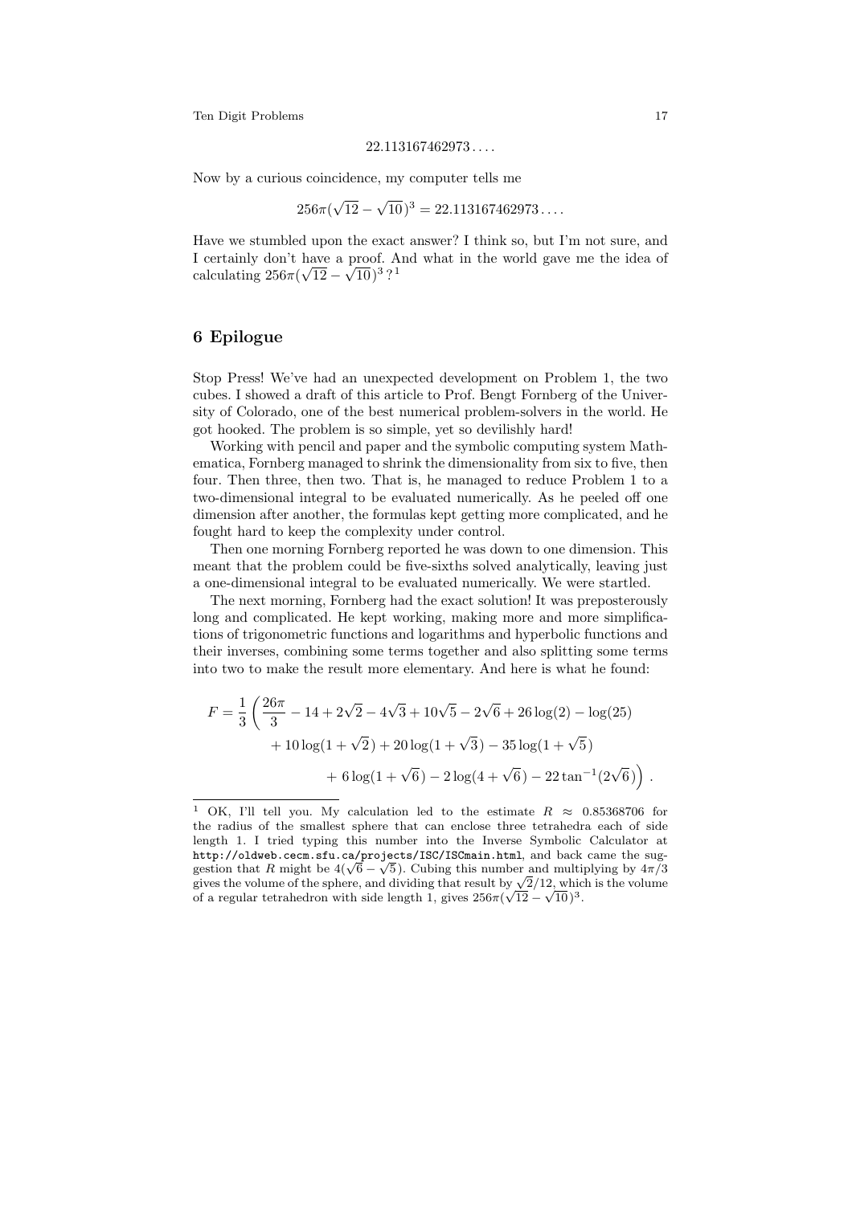$$22.113167462973\ldots.$$

Now by a curious coincidence, my computer tells me

$$256\pi(\sqrt{12}-\sqrt{10})^3 = 22.113167462973\ldots.$$

Have we stumbled upon the exact answer? I think so, but I'm not sure, and I certainly don't have a proof. And what in the world gave me the idea of calculating $256\pi(\sqrt{12}-\sqrt{10})^3$?[1]

## 6 Epilogue

Stop Press! We've had an unexpected development on Problem 1, the two cubes. I showed a draft of this article to Prof. Bengt Fornberg of the University of Colorado, one of the best numerical problem-solvers in the world. He got hooked. The problem is so simple, yet so devilishly hard!

Working with pencil and paper and the symbolic computing system Mathematica, Fornberg managed to shrink the dimensionality from six to five, then four. Then three, then two. That is, he managed to reduce Problem 1 to a two-dimensional integral to be evaluated numerically. As he peeled off one dimension after another, the formulas kept getting more complicated, and he fought hard to keep the complexity under control.

Then one morning Fornberg reported he was down to one dimension. This meant that the problem could be five-sixths solved analytically, leaving just a one-dimensional integral to be evaluated numerically. We were startled.

The next morning, Fornberg had the exact solution! It was preposterously long and complicated. He kept working, making more and more simplifications of trigonometric functions and logarithms and hyperbolic functions and their inverses, combining some terms together and also splitting some terms into two to make the result more elementary. And here is what he found:

$$F = \frac{1}{3}\left(\frac{26\pi}{3} - 14 + 2\sqrt{2} - 4\sqrt{3} + 10\sqrt{5} - 2\sqrt{6} + 26\log(2) - \log(25) + 10\log(1+\sqrt{2}) + 20\log(1+\sqrt{3}) - 35\log(1+\sqrt{5}) + 6\log(1+\sqrt{6}) - 2\log(4+\sqrt{6}) - 22\tan^{-1}(2\sqrt{6})\right).$$

---

[1] OK, I'll tell you. My calculation led to the estimate $R \approx 0.85368706$ for the radius of the smallest sphere that can enclose three tetrahedra each of side length 1. I tried typing this number into the Inverse Symbolic Calculator at `http://oldweb.cecm.sfu.ca/projects/ISC/ISCmain.html`, and back came the suggestion that $R$ might be $4(\sqrt{6}-\sqrt{5})$. Cubing this number and multiplying by $4\pi/3$ gives the volume of the sphere, and dividing that result by $\sqrt{2}/12$, which is the volume of a regular tetrahedron with side length 1, gives $256\pi(\sqrt{12}-\sqrt{10})^3$.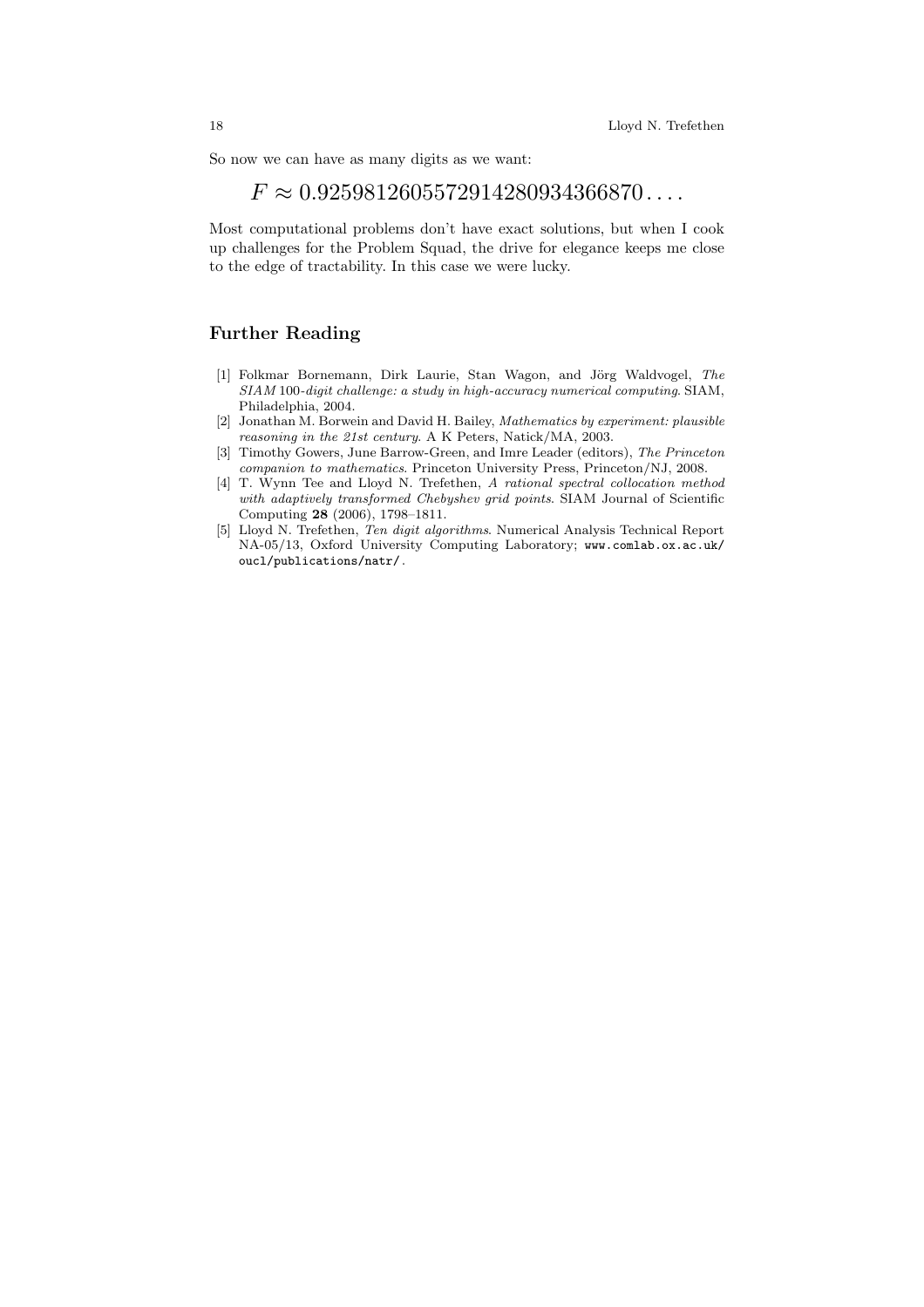So now we can have as many digits as we want:

$$F \approx 0.9259812605572914280934366870\ldots.$$

Most computational problems don't have exact solutions, but when I cook up challenges for the Problem Squad, the drive for elegance keeps me close to the edge of tractability. In this case we were lucky.

## Further Reading

[1] Folkmar Bornemann, Dirk Laurie, Stan Wagon, and Jörg Waldvogel, *The SIAM 100-digit challenge: a study in high-accuracy numerical computing*. SIAM, Philadelphia, 2004.

[2] Jonathan M. Borwein and David H. Bailey, *Mathematics by experiment: plausible reasoning in the 21st century*. A K Peters, Natick/MA, 2003.

[3] Timothy Gowers, June Barrow-Green, and Imre Leader (editors), *The Princeton companion to mathematics*. Princeton University Press, Princeton/NJ, 2008.

[4] T. Wynn Tee and Lloyd N. Trefethen, *A rational spectral collocation method with adaptively transformed Chebyshev grid points*. SIAM Journal of Scientific Computing **28** (2006), 1798–1811.

[5] Lloyd N. Trefethen, *Ten digit algorithms*. Numerical Analysis Technical Report NA-05/13, Oxford University Computing Laboratory; `www.comlab.ox.ac.uk/oucl/publications/natr/`.